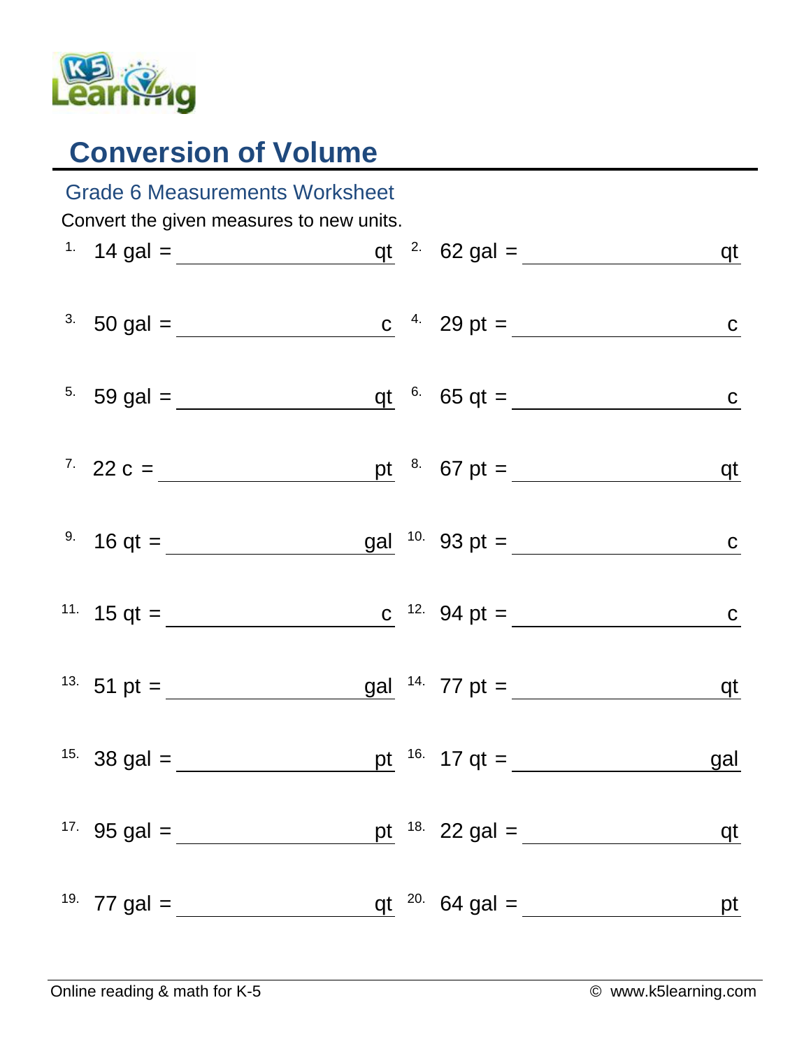# Conversion of Volume

## Grade 6 Measurements Worksheet

Convert the given measures to new units.

1. 14 gal = ____________ qt
2. 62 gal = ____________ qt
3. 50 gal = ____________ c
4. 29 pt = ____________ c
5. 59 gal = ____________ qt
6. 65 qt = ____________ c
7. 22 c = ____________ pt
8. 67 pt = ____________ qt
9. 16 qt = ____________ gal
10. 93 pt = ____________ c
11. 15 qt = ____________ c
12. 94 pt = ____________ c
13. 51 pt = ____________ gal
14. 77 pt = ____________ qt
15. 38 gal = ____________ pt
16. 17 qt = ____________ gal
17. 95 gal = ____________ pt
18. 22 gal = ____________ qt
19. 77 gal = ____________ qt
20. 64 gal = ____________ pt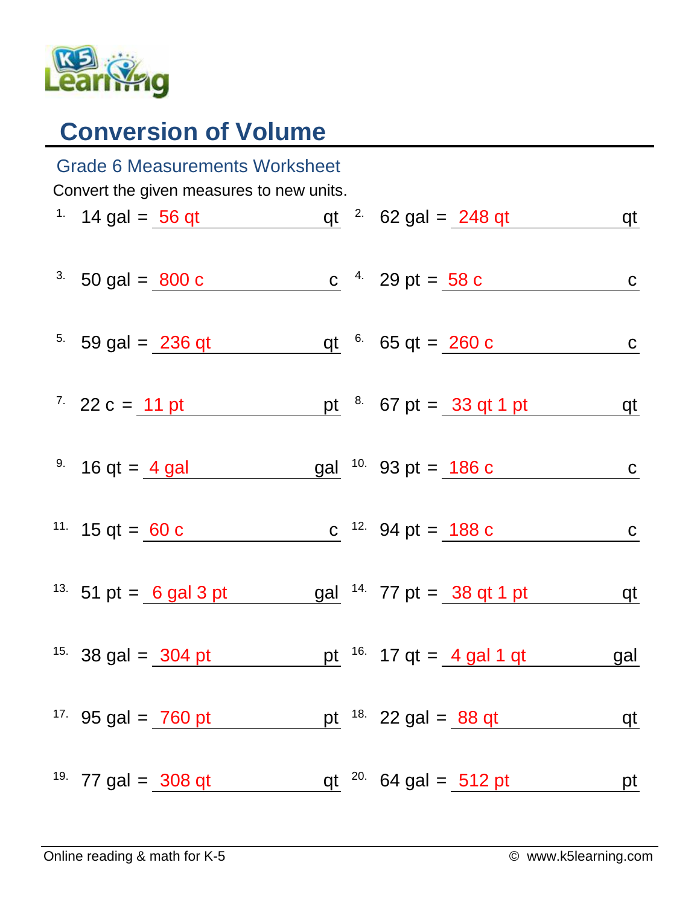# Conversion of Volume

## Grade 6 Measurements Worksheet

Convert the given measures to new units.

1. 14 gal = 56 qt ______ qt
2. 62 gal = 248 qt ______ qt
3. 50 gal = 800 c ______ c
4. 29 pt = 58 c ______ c
5. 59 gal = 236 qt ______ qt
6. 65 qt = 260 c ______ c
7. 22 c = 11 pt ______ pt
8. 67 pt = 33 qt 1 pt ______ qt
9. 16 qt = 4 gal ______ gal
10. 93 pt = 186 c ______ c
11. 15 qt = 60 c ______ c
12. 94 pt = 188 c ______ c
13. 51 pt = 6 gal 3 pt ______ gal
14. 77 pt = 38 qt 1 pt ______ qt
15. 38 gal = 304 pt ______ pt
16. 17 qt = 4 gal 1 qt ______ gal
17. 95 gal = 760 pt ______ pt
18. 22 gal = 88 qt ______ qt
19. 77 gal = 308 qt ______ qt
20. 64 gal = 512 pt ______ pt